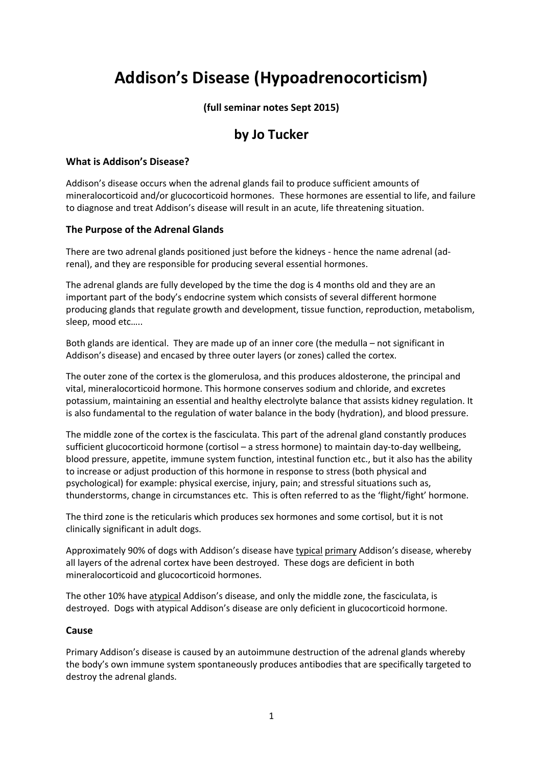# Addison's Disease (Hypoadrenocorticism)

**(full seminar notes Sept 2015)**

## by Jo Tucker

### What is Addison's Disease?

Addison's disease occurs when the adrenal glands fail to produce sufficient amounts of mineralocorticoid and/or glucocorticoid hormones. These hormones are essential to life, and failure to diagnose and treat Addison's disease will result in an acute, life threatening situation.

### The Purpose of the Adrenal Glands

There are two adrenal glands positioned just before the kidneys - hence the name adrenal (ad-renal), and they are responsible for producing several essential hormones.

The adrenal glands are fully developed by the time the dog is 4 months old and they are an important part of the body's endocrine system which consists of several different hormone producing glands that regulate growth and development, tissue function, reproduction, metabolism, sleep, mood etc…..

Both glands are identical. They are made up of an inner core (the medulla – not significant in Addison's disease) and encased by three outer layers (or zones) called the cortex.

The outer zone of the cortex is the glomerulosa, and this produces aldosterone, the principal and vital, mineralocorticoid hormone. This hormone conserves sodium and chloride, and excretes potassium, maintaining an essential and healthy electrolyte balance that assists kidney regulation. It is also fundamental to the regulation of water balance in the body (hydration), and blood pressure.

The middle zone of the cortex is the fasciculata. This part of the adrenal gland constantly produces sufficient glucocorticoid hormone (cortisol – a stress hormone) to maintain day-to-day wellbeing, blood pressure, appetite, immune system function, intestinal function etc., but it also has the ability to increase or adjust production of this hormone in response to stress (both physical and psychological) for example: physical exercise, injury, pain; and stressful situations such as, thunderstorms, change in circumstances etc. This is often referred to as the 'flight/fight' hormone.

The third zone is the reticularis which produces sex hormones and some cortisol, but it is not clinically significant in adult dogs.

Approximately 90% of dogs with Addison's disease have <u>typical</u> <u>primary</u> Addison's disease, whereby all layers of the adrenal cortex have been destroyed. These dogs are deficient in both mineralocorticoid and glucocorticoid hormones.

The other 10% have <u>atypical</u> Addison's disease, and only the middle zone, the fasciculata, is destroyed. Dogs with atypical Addison's disease are only deficient in glucocorticoid hormone.

### Cause

Primary Addison's disease is caused by an autoimmune destruction of the adrenal glands whereby the body's own immune system spontaneously produces antibodies that are specifically targeted to destroy the adrenal glands.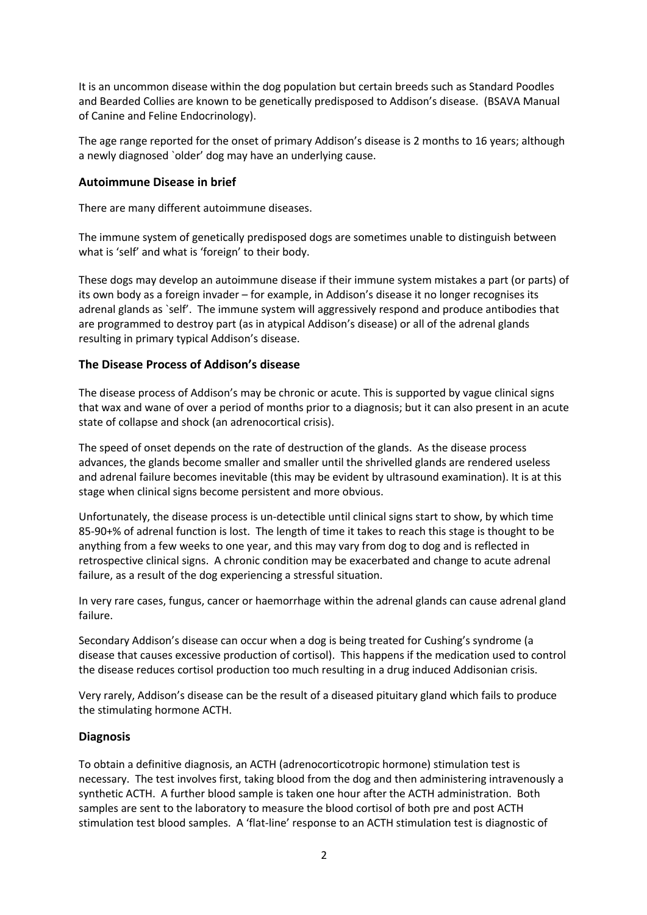It is an uncommon disease within the dog population but certain breeds such as Standard Poodles and Bearded Collies are known to be genetically predisposed to Addison's disease. (BSAVA Manual of Canine and Feline Endocrinology).

The age range reported for the onset of primary Addison's disease is 2 months to 16 years; although a newly diagnosed `older' dog may have an underlying cause.

### Autoimmune Disease in brief

There are many different autoimmune diseases.

The immune system of genetically predisposed dogs are sometimes unable to distinguish between what is 'self' and what is 'foreign' to their body.

These dogs may develop an autoimmune disease if their immune system mistakes a part (or parts) of its own body as a foreign invader – for example, in Addison's disease it no longer recognises its adrenal glands as `self'. The immune system will aggressively respond and produce antibodies that are programmed to destroy part (as in atypical Addison's disease) or all of the adrenal glands resulting in primary typical Addison's disease.

### The Disease Process of Addison's disease

The disease process of Addison's may be chronic or acute. This is supported by vague clinical signs that wax and wane of over a period of months prior to a diagnosis; but it can also present in an acute state of collapse and shock (an adrenocortical crisis).

The speed of onset depends on the rate of destruction of the glands. As the disease process advances, the glands become smaller and smaller until the shrivelled glands are rendered useless and adrenal failure becomes inevitable (this may be evident by ultrasound examination). It is at this stage when clinical signs become persistent and more obvious.

Unfortunately, the disease process is un-detectible until clinical signs start to show, by which time 85-90+% of adrenal function is lost. The length of time it takes to reach this stage is thought to be anything from a few weeks to one year, and this may vary from dog to dog and is reflected in retrospective clinical signs. A chronic condition may be exacerbated and change to acute adrenal failure, as a result of the dog experiencing a stressful situation.

In very rare cases, fungus, cancer or haemorrhage within the adrenal glands can cause adrenal gland failure.

Secondary Addison's disease can occur when a dog is being treated for Cushing's syndrome (a disease that causes excessive production of cortisol). This happens if the medication used to control the disease reduces cortisol production too much resulting in a drug induced Addisonian crisis.

Very rarely, Addison's disease can be the result of a diseased pituitary gland which fails to produce the stimulating hormone ACTH.

### Diagnosis

To obtain a definitive diagnosis, an ACTH (adrenocorticotropic hormone) stimulation test is necessary. The test involves first, taking blood from the dog and then administering intravenously a synthetic ACTH. A further blood sample is taken one hour after the ACTH administration. Both samples are sent to the laboratory to measure the blood cortisol of both pre and post ACTH stimulation test blood samples. A 'flat-line' response to an ACTH stimulation test is diagnostic of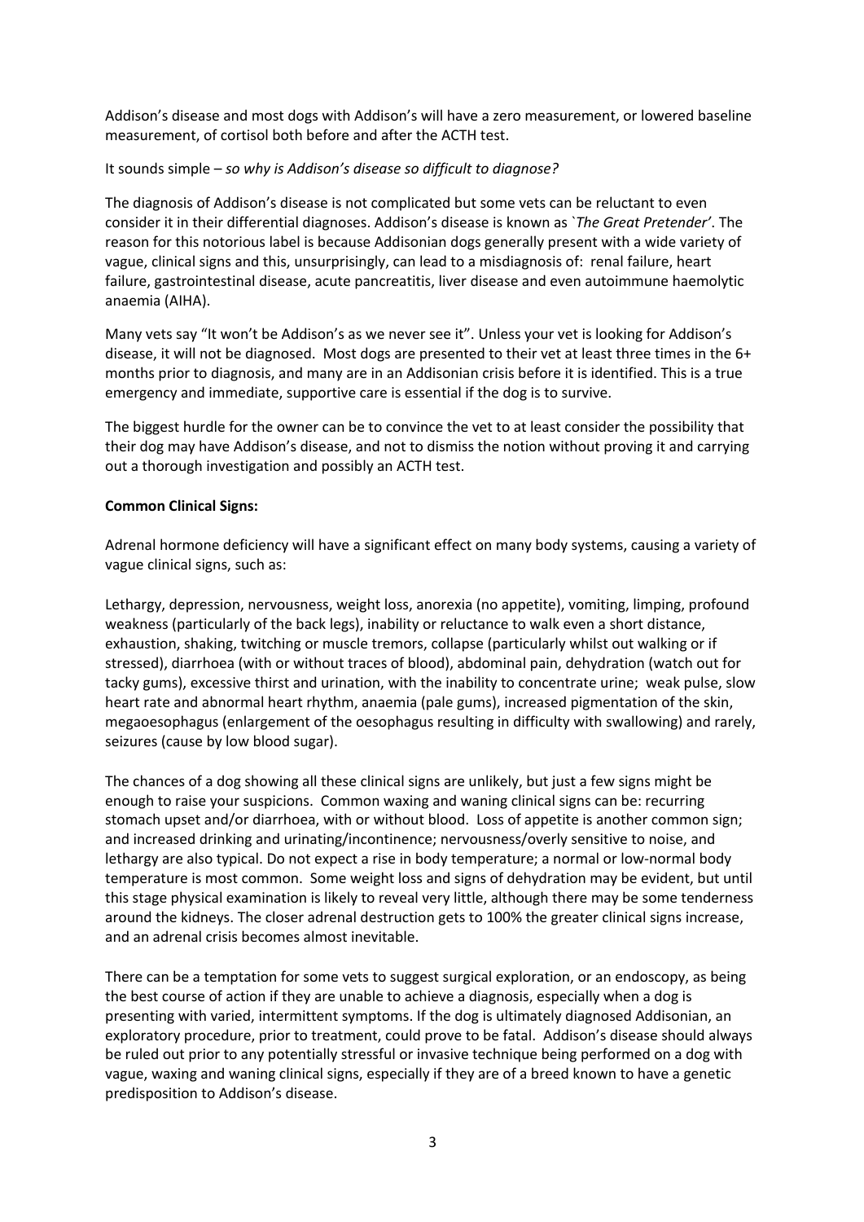Addison's disease and most dogs with Addison's will have a zero measurement, or lowered baseline measurement, of cortisol both before and after the ACTH test.

It sounds simple – *so why is Addison's disease so difficult to diagnose?*

The diagnosis of Addison's disease is not complicated but some vets can be reluctant to even consider it in their differential diagnoses. Addison's disease is known as `*The Great Pretender'*. The reason for this notorious label is because Addisonian dogs generally present with a wide variety of vague, clinical signs and this, unsurprisingly, can lead to a misdiagnosis of: renal failure, heart failure, gastrointestinal disease, acute pancreatitis, liver disease and even autoimmune haemolytic anaemia (AIHA).

Many vets say "It won't be Addison's as we never see it". Unless your vet is looking for Addison's disease, it will not be diagnosed. Most dogs are presented to their vet at least three times in the 6+ months prior to diagnosis, and many are in an Addisonian crisis before it is identified. This is a true emergency and immediate, supportive care is essential if the dog is to survive.

The biggest hurdle for the owner can be to convince the vet to at least consider the possibility that their dog may have Addison's disease, and not to dismiss the notion without proving it and carrying out a thorough investigation and possibly an ACTH test.

**Common Clinical Signs:**

Adrenal hormone deficiency will have a significant effect on many body systems, causing a variety of vague clinical signs, such as:

Lethargy, depression, nervousness, weight loss, anorexia (no appetite), vomiting, limping, profound weakness (particularly of the back legs), inability or reluctance to walk even a short distance, exhaustion, shaking, twitching or muscle tremors, collapse (particularly whilst out walking or if stressed), diarrhoea (with or without traces of blood), abdominal pain, dehydration (watch out for tacky gums), excessive thirst and urination, with the inability to concentrate urine; weak pulse, slow heart rate and abnormal heart rhythm, anaemia (pale gums), increased pigmentation of the skin, megaoesophagus (enlargement of the oesophagus resulting in difficulty with swallowing) and rarely, seizures (cause by low blood sugar).

The chances of a dog showing all these clinical signs are unlikely, but just a few signs might be enough to raise your suspicions. Common waxing and waning clinical signs can be: recurring stomach upset and/or diarrhoea, with or without blood. Loss of appetite is another common sign; and increased drinking and urinating/incontinence; nervousness/overly sensitive to noise, and lethargy are also typical. Do not expect a rise in body temperature; a normal or low-normal body temperature is most common. Some weight loss and signs of dehydration may be evident, but until this stage physical examination is likely to reveal very little, although there may be some tenderness around the kidneys. The closer adrenal destruction gets to 100% the greater clinical signs increase, and an adrenal crisis becomes almost inevitable.

There can be a temptation for some vets to suggest surgical exploration, or an endoscopy, as being the best course of action if they are unable to achieve a diagnosis, especially when a dog is presenting with varied, intermittent symptoms. If the dog is ultimately diagnosed Addisonian, an exploratory procedure, prior to treatment, could prove to be fatal. Addison's disease should always be ruled out prior to any potentially stressful or invasive technique being performed on a dog with vague, waxing and waning clinical signs, especially if they are of a breed known to have a genetic predisposition to Addison's disease.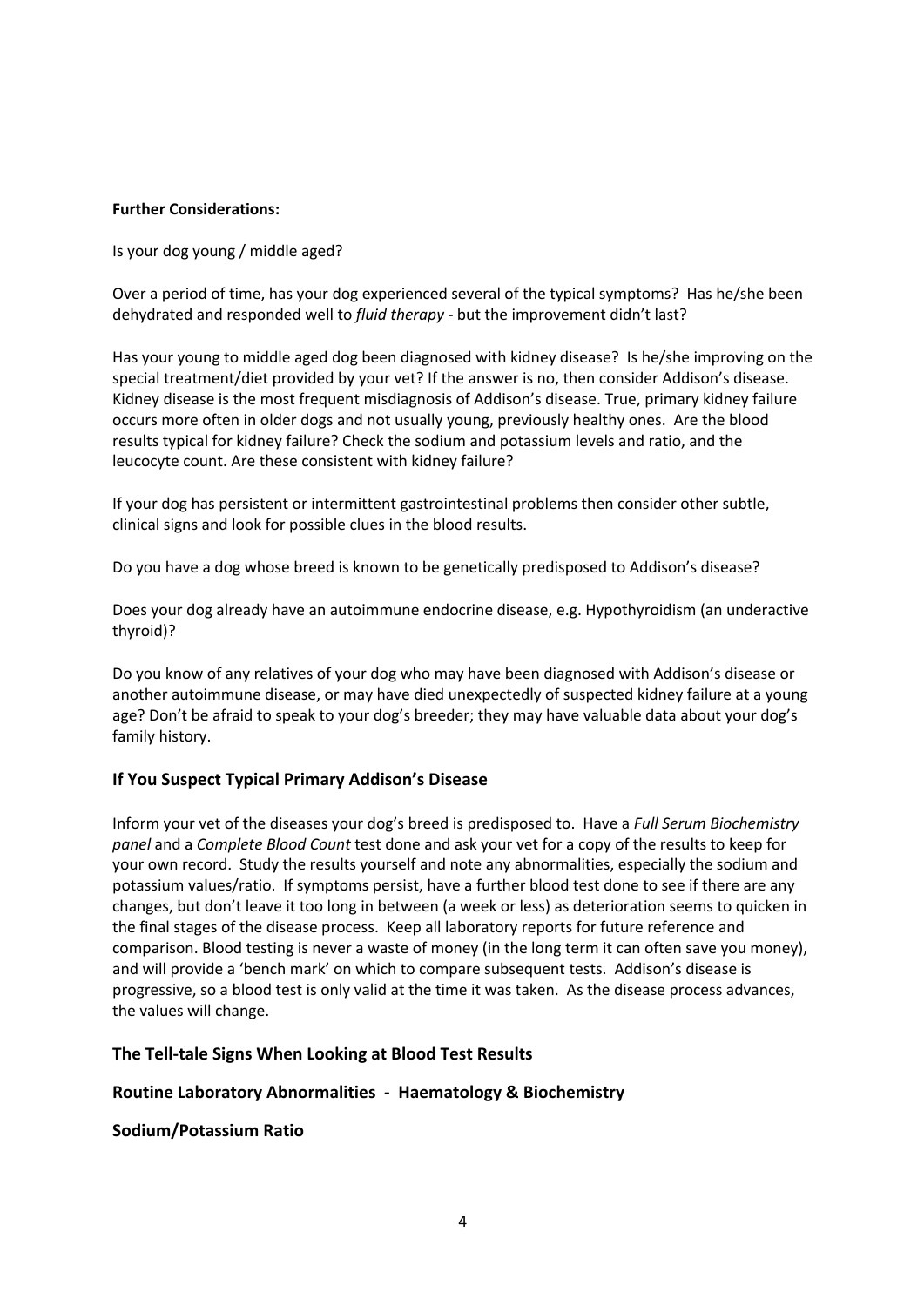**Further Considerations:**

Is your dog young / middle aged?

Over a period of time, has your dog experienced several of the typical symptoms? Has he/she been dehydrated and responded well to *fluid therapy* - but the improvement didn't last?

Has your young to middle aged dog been diagnosed with kidney disease? Is he/she improving on the special treatment/diet provided by your vet? If the answer is no, then consider Addison's disease. Kidney disease is the most frequent misdiagnosis of Addison's disease. True, primary kidney failure occurs more often in older dogs and not usually young, previously healthy ones. Are the blood results typical for kidney failure? Check the sodium and potassium levels and ratio, and the leucocyte count. Are these consistent with kidney failure?

If your dog has persistent or intermittent gastrointestinal problems then consider other subtle, clinical signs and look for possible clues in the blood results.

Do you have a dog whose breed is known to be genetically predisposed to Addison's disease?

Does your dog already have an autoimmune endocrine disease, e.g. Hypothyroidism (an underactive thyroid)?

Do you know of any relatives of your dog who may have been diagnosed with Addison's disease or another autoimmune disease, or may have died unexpectedly of suspected kidney failure at a young age? Don't be afraid to speak to your dog's breeder; they may have valuable data about your dog's family history.

## If You Suspect Typical Primary Addison's Disease

Inform your vet of the diseases your dog's breed is predisposed to. Have a *Full Serum Biochemistry panel* and a *Complete Blood Count* test done and ask your vet for a copy of the results to keep for your own record. Study the results yourself and note any abnormalities, especially the sodium and potassium values/ratio. If symptoms persist, have a further blood test done to see if there are any changes, but don't leave it too long in between (a week or less) as deterioration seems to quicken in the final stages of the disease process. Keep all laboratory reports for future reference and comparison. Blood testing is never a waste of money (in the long term it can often save you money), and will provide a 'bench mark' on which to compare subsequent tests. Addison's disease is progressive, so a blood test is only valid at the time it was taken. As the disease process advances, the values will change.

## The Tell-tale Signs When Looking at Blood Test Results

### Routine Laboratory Abnormalities - Haematology & Biochemistry

### Sodium/Potassium Ratio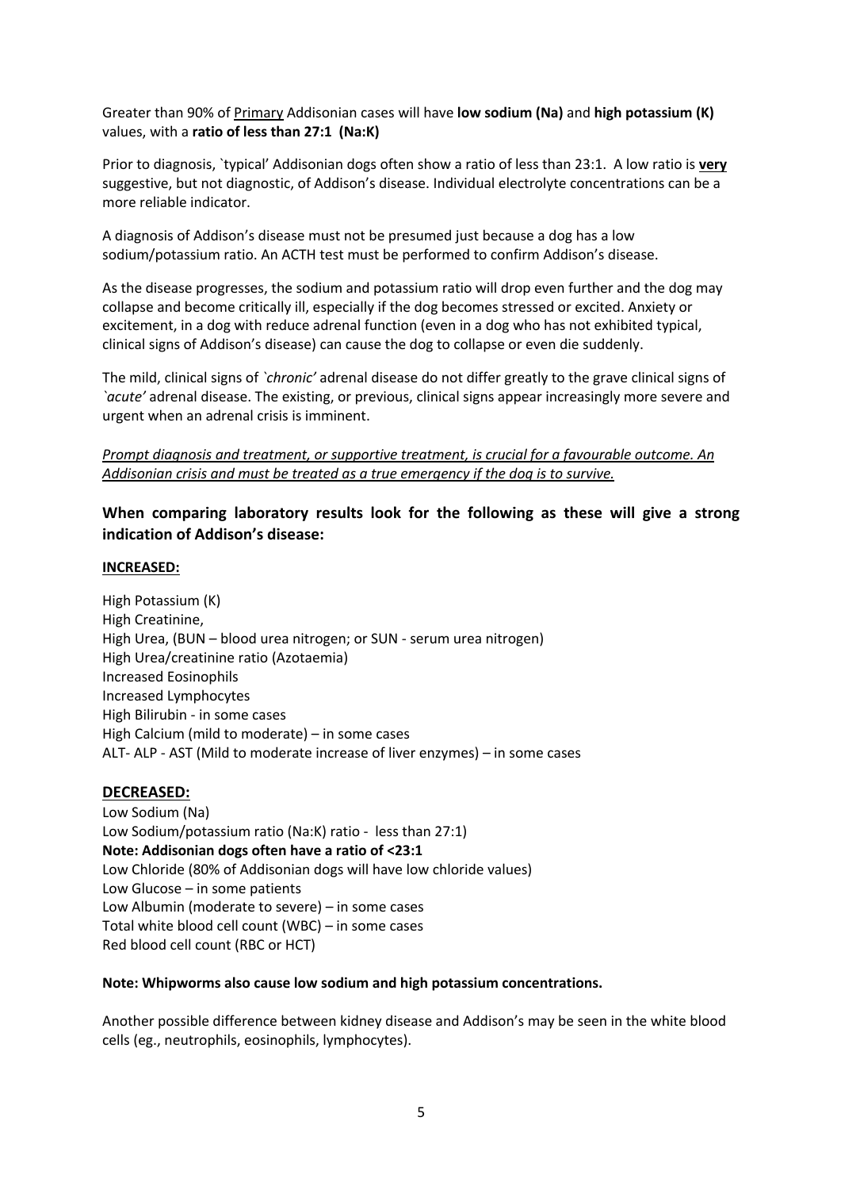Greater than 90% of Primary Addisonian cases will have **low sodium (Na)** and **high potassium (K)** values, with a **ratio of less than 27:1 (Na:K)**

Prior to diagnosis, `typical' Addisonian dogs often show a ratio of less than 23:1. A low ratio is **very** suggestive, but not diagnostic, of Addison's disease. Individual electrolyte concentrations can be a more reliable indicator.

A diagnosis of Addison's disease must not be presumed just because a dog has a low sodium/potassium ratio. An ACTH test must be performed to confirm Addison's disease.

As the disease progresses, the sodium and potassium ratio will drop even further and the dog may collapse and become critically ill, especially if the dog becomes stressed or excited. Anxiety or excitement, in a dog with reduce adrenal function (even in a dog who has not exhibited typical, clinical signs of Addison's disease) can cause the dog to collapse or even die suddenly.

The mild, clinical signs of *`chronic'* adrenal disease do not differ greatly to the grave clinical signs of *`acute'* adrenal disease. The existing, or previous, clinical signs appear increasingly more severe and urgent when an adrenal crisis is imminent.

*Prompt diagnosis and treatment, or supportive treatment, is crucial for a favourable outcome. An Addisonian crisis and must be treated as a true emergency if the dog is to survive.*

### When comparing laboratory results look for the following as these will give a strong indication of Addison's disease:

**INCREASED:**

High Potassium (K)
High Creatinine,
High Urea, (BUN – blood urea nitrogen; or SUN - serum urea nitrogen)
High Urea/creatinine ratio (Azotaemia)
Increased Eosinophils
Increased Lymphocytes
High Bilirubin - in some cases
High Calcium (mild to moderate) – in some cases
ALT- ALP - AST (Mild to moderate increase of liver enzymes) – in some cases

**DECREASED:**

Low Sodium (Na)
Low Sodium/potassium ratio (Na:K) ratio - less than 27:1)
**Note: Addisonian dogs often have a ratio of <23:1**
Low Chloride (80% of Addisonian dogs will have low chloride values)
Low Glucose – in some patients
Low Albumin (moderate to severe) – in some cases
Total white blood cell count (WBC) – in some cases
Red blood cell count (RBC or HCT)

**Note: Whipworms also cause low sodium and high potassium concentrations.**

Another possible difference between kidney disease and Addison's may be seen in the white blood cells (eg., neutrophils, eosinophils, lymphocytes).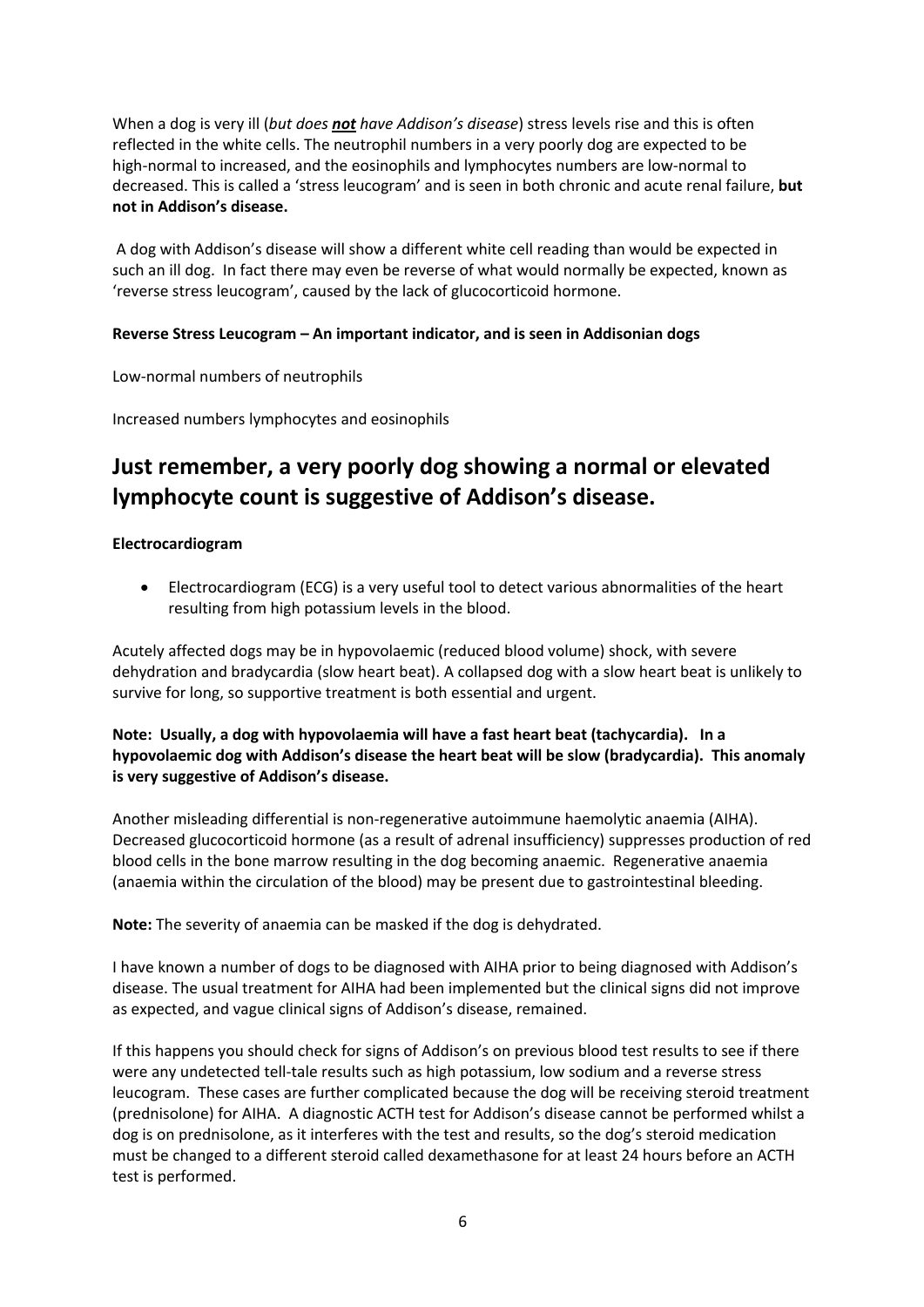When a dog is very ill (*but does **not** have Addison's disease*) stress levels rise and this is often reflected in the white cells. The neutrophil numbers in a very poorly dog are expected to be high-normal to increased, and the eosinophils and lymphocytes numbers are low-normal to decreased. This is called a 'stress leucogram' and is seen in both chronic and acute renal failure, **but not in Addison's disease.**

A dog with Addison's disease will show a different white cell reading than would be expected in such an ill dog. In fact there may even be reverse of what would normally be expected, known as 'reverse stress leucogram', caused by the lack of glucocorticoid hormone.

**Reverse Stress Leucogram – An important indicator, and is seen in Addisonian dogs**

Low-normal numbers of neutrophils

Increased numbers lymphocytes and eosinophils

## Just remember, a very poorly dog showing a normal or elevated lymphocyte count is suggestive of Addison's disease.

**Electrocardiogram**

- Electrocardiogram (ECG) is a very useful tool to detect various abnormalities of the heart resulting from high potassium levels in the blood.

Acutely affected dogs may be in hypovolaemic (reduced blood volume) shock, with severe dehydration and bradycardia (slow heart beat). A collapsed dog with a slow heart beat is unlikely to survive for long, so supportive treatment is both essential and urgent.

**Note: Usually, a dog with hypovolaemia will have a fast heart beat (tachycardia). In a hypovolaemic dog with Addison's disease the heart beat will be slow (bradycardia). This anomaly is very suggestive of Addison's disease.**

Another misleading differential is non-regenerative autoimmune haemolytic anaemia (AIHA). Decreased glucocorticoid hormone (as a result of adrenal insufficiency) suppresses production of red blood cells in the bone marrow resulting in the dog becoming anaemic. Regenerative anaemia (anaemia within the circulation of the blood) may be present due to gastrointestinal bleeding.

**Note:** The severity of anaemia can be masked if the dog is dehydrated.

I have known a number of dogs to be diagnosed with AIHA prior to being diagnosed with Addison's disease. The usual treatment for AIHA had been implemented but the clinical signs did not improve as expected, and vague clinical signs of Addison's disease, remained.

If this happens you should check for signs of Addison's on previous blood test results to see if there were any undetected tell-tale results such as high potassium, low sodium and a reverse stress leucogram. These cases are further complicated because the dog will be receiving steroid treatment (prednisolone) for AIHA. A diagnostic ACTH test for Addison's disease cannot be performed whilst a dog is on prednisolone, as it interferes with the test and results, so the dog's steroid medication must be changed to a different steroid called dexamethasone for at least 24 hours before an ACTH test is performed.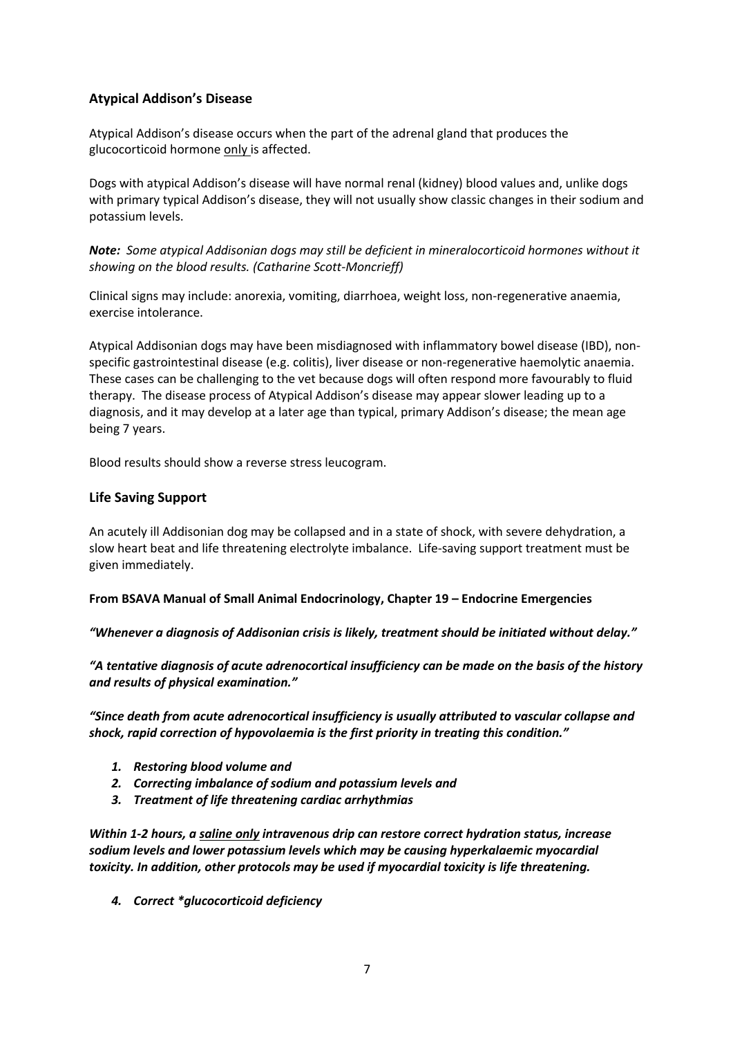## Atypical Addison's Disease

Atypical Addison's disease occurs when the part of the adrenal gland that produces the glucocorticoid hormone only is affected.

Dogs with atypical Addison's disease will have normal renal (kidney) blood values and, unlike dogs with primary typical Addison's disease, they will not usually show classic changes in their sodium and potassium levels.

***Note:*** *Some atypical Addisonian dogs may still be deficient in mineralocorticoid hormones without it showing on the blood results. (Catharine Scott-Moncrieff)*

Clinical signs may include: anorexia, vomiting, diarrhoea, weight loss, non-regenerative anaemia, exercise intolerance.

Atypical Addisonian dogs may have been misdiagnosed with inflammatory bowel disease (IBD), non-specific gastrointestinal disease (e.g. colitis), liver disease or non-regenerative haemolytic anaemia. These cases can be challenging to the vet because dogs will often respond more favourably to fluid therapy. The disease process of Atypical Addison's disease may appear slower leading up to a diagnosis, and it may develop at a later age than typical, primary Addison's disease; the mean age being 7 years.

Blood results should show a reverse stress leucogram.

## Life Saving Support

An acutely ill Addisonian dog may be collapsed and in a state of shock, with severe dehydration, a slow heart beat and life threatening electrolyte imbalance. Life-saving support treatment must be given immediately.

**From BSAVA Manual of Small Animal Endocrinology, Chapter 19 – Endocrine Emergencies**

***"Whenever a diagnosis of Addisonian crisis is likely, treatment should be initiated without delay."***

***"A tentative diagnosis of acute adrenocortical insufficiency can be made on the basis of the history and results of physical examination."***

***"Since death from acute adrenocortical insufficiency is usually attributed to vascular collapse and shock, rapid correction of hypovolaemia is the first priority in treating this condition."***

1. ***Restoring blood volume and***
2. ***Correcting imbalance of sodium and potassium levels and***
3. ***Treatment of life threatening cardiac arrhythmias***

***Within 1-2 hours, a saline only intravenous drip can restore correct hydration status, increase sodium levels and lower potassium levels which may be causing hyperkalaemic myocardial toxicity. In addition, other protocols may be used if myocardial toxicity is life threatening.***

4. ***Correct *glucocorticoid deficiency***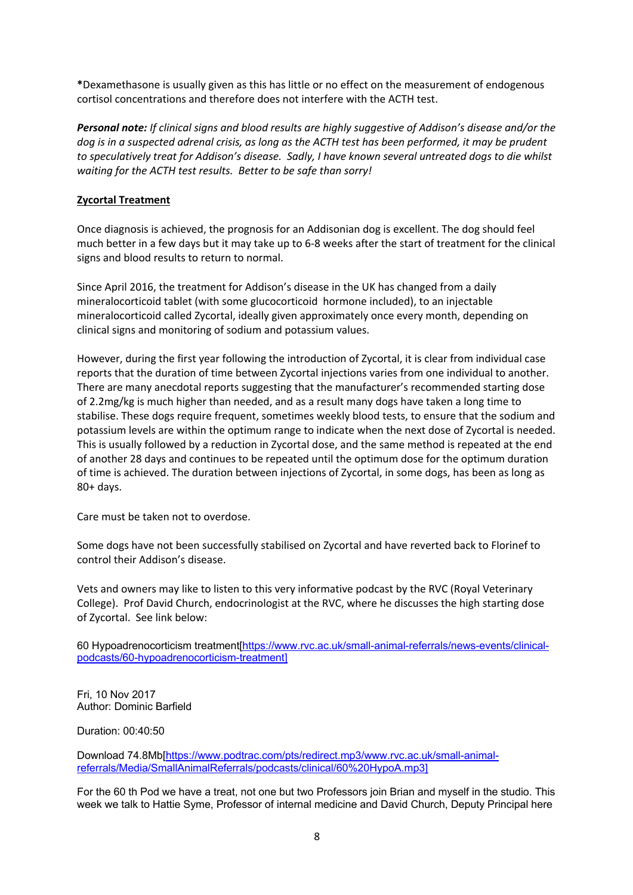***Dexamethasone is usually given as this has little or no effect on the measurement of endogenous cortisol concentrations and therefore does not interfere with the ACTH test.

***Personal note:** If clinical signs and blood results are highly suggestive of Addison's disease and/or the dog is in a suspected adrenal crisis, as long as the ACTH test has been performed, it may be prudent to speculatively treat for Addison's disease. Sadly, I have known several untreated dogs to die whilst waiting for the ACTH test results. Better to be safe than sorry!*

**Zycortal Treatment**

Once diagnosis is achieved, the prognosis for an Addisonian dog is excellent. The dog should feel much better in a few days but it may take up to 6-8 weeks after the start of treatment for the clinical signs and blood results to return to normal.

Since April 2016, the treatment for Addison's disease in the UK has changed from a daily mineralocorticoid tablet (with some glucocorticoid hormone included), to an injectable mineralocorticoid called Zycortal, ideally given approximately once every month, depending on clinical signs and monitoring of sodium and potassium values.

However, during the first year following the introduction of Zycortal, it is clear from individual case reports that the duration of time between Zycortal injections varies from one individual to another. There are many anecdotal reports suggesting that the manufacturer's recommended starting dose of 2.2mg/kg is much higher than needed, and as a result many dogs have taken a long time to stabilise. These dogs require frequent, sometimes weekly blood tests, to ensure that the sodium and potassium levels are within the optimum range to indicate when the next dose of Zycortal is needed. This is usually followed by a reduction in Zycortal dose, and the same method is repeated at the end of another 28 days and continues to be repeated until the optimum dose for the optimum duration of time is achieved. The duration between injections of Zycortal, in some dogs, has been as long as 80+ days.

Care must be taken not to overdose.

Some dogs have not been successfully stabilised on Zycortal and have reverted back to Florinef to control their Addison's disease.

Vets and owners may like to listen to this very informative podcast by the RVC (Royal Veterinary College). Prof David Church, endocrinologist at the RVC, where he discusses the high starting dose of Zycortal. See link below:

60 Hypoadrenocorticism treatment[https://www.rvc.ac.uk/small-animal-referrals/news-events/clinical-podcasts/60-hypoadrenocorticism-treatment]

Fri, 10 Nov 2017
Author: Dominic Barfield

Duration: 00:40:50

Download 74.8Mb[https://www.podtrac.com/pts/redirect.mp3/www.rvc.ac.uk/small-animal-referrals/Media/SmallAnimalReferrals/podcasts/clinical/60%20HypoA.mp3]

For the 60 th Pod we have a treat, not one but two Professors join Brian and myself in the studio. This week we talk to Hattie Syme, Professor of internal medicine and David Church, Deputy Principal here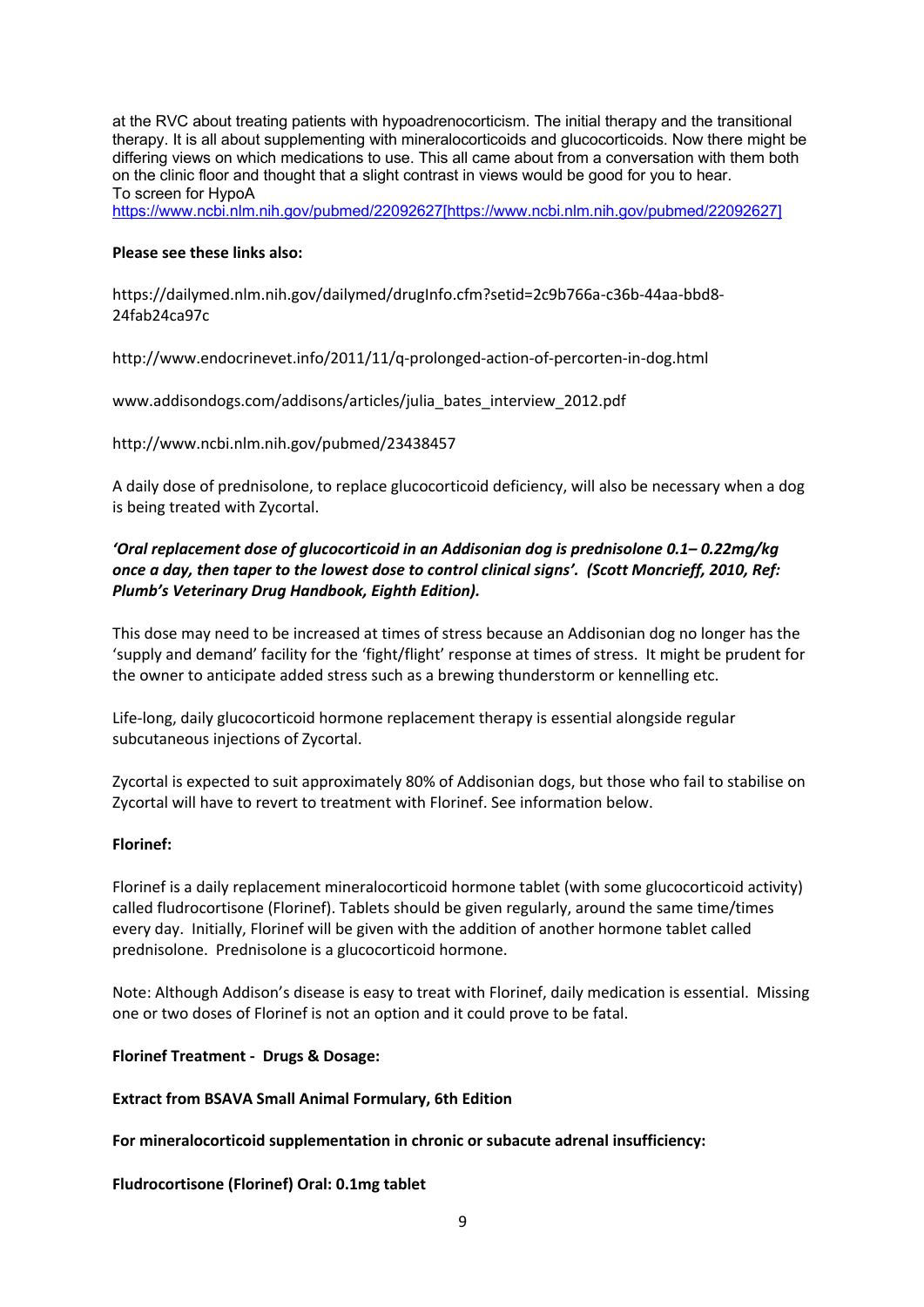at the RVC about treating patients with hypoadrenocorticism. The initial therapy and the transitional therapy. It is all about supplementing with mineralocorticoids and glucocorticoids. Now there might be differing views on which medications to use. This all came about from a conversation with them both on the clinic floor and thought that a slight contrast in views would be good for you to hear.
To screen for HypoA
https://www.ncbi.nlm.nih.gov/pubmed/22092627[https://www.ncbi.nlm.nih.gov/pubmed/22092627]

**Please see these links also:**

https://dailymed.nlm.nih.gov/dailymed/drugInfo.cfm?setid=2c9b766a-c36b-44aa-bbd8-24fab24ca97c

http://www.endocrinevet.info/2011/11/q-prolonged-action-of-percorten-in-dog.html

www.addisondogs.com/addisons/articles/julia_bates_interview_2012.pdf

http://www.ncbi.nlm.nih.gov/pubmed/23438457

A daily dose of prednisolone, to replace glucocorticoid deficiency, will also be necessary when a dog is being treated with Zycortal.

***'Oral replacement dose of glucocorticoid in an Addisonian dog is prednisolone 0.1– 0.22mg/kg once a day, then taper to the lowest dose to control clinical signs'. (Scott Moncrieff, 2010, Ref: Plumb's Veterinary Drug Handbook, Eighth Edition).***

This dose may need to be increased at times of stress because an Addisonian dog no longer has the 'supply and demand' facility for the 'fight/flight' response at times of stress. It might be prudent for the owner to anticipate added stress such as a brewing thunderstorm or kennelling etc.

Life-long, daily glucocorticoid hormone replacement therapy is essential alongside regular subcutaneous injections of Zycortal.

Zycortal is expected to suit approximately 80% of Addisonian dogs, but those who fail to stabilise on Zycortal will have to revert to treatment with Florinef. See information below.

**Florinef:**

Florinef is a daily replacement mineralocorticoid hormone tablet (with some glucocorticoid activity) called fludrocortisone (Florinef). Tablets should be given regularly, around the same time/times every day. Initially, Florinef will be given with the addition of another hormone tablet called prednisolone. Prednisolone is a glucocorticoid hormone.

Note: Although Addison's disease is easy to treat with Florinef, daily medication is essential. Missing one or two doses of Florinef is not an option and it could prove to be fatal.

**Florinef Treatment - Drugs & Dosage:**

**Extract from BSAVA Small Animal Formulary, 6th Edition**

**For mineralocorticoid supplementation in chronic or subacute adrenal insufficiency:**

**Fludrocortisone (Florinef) Oral: 0.1mg tablet**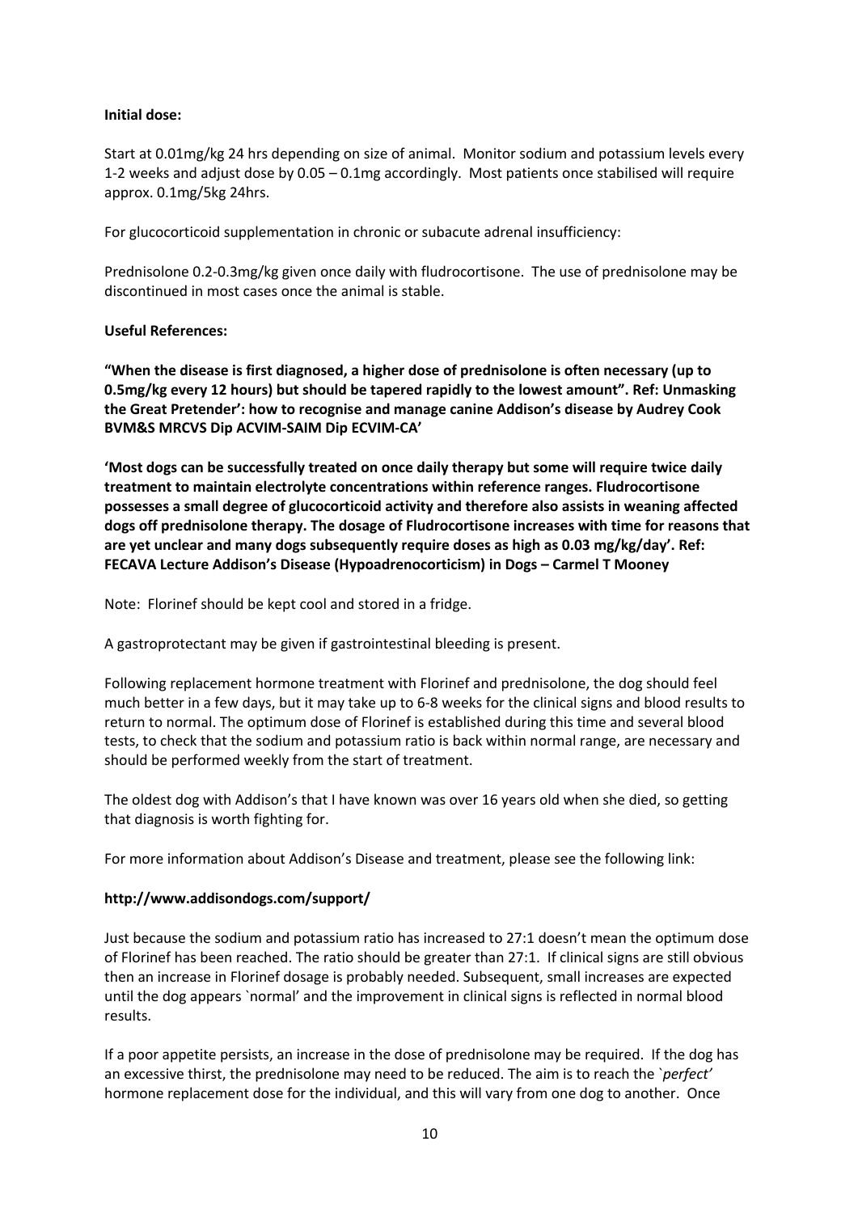**Initial dose:**

Start at 0.01mg/kg 24 hrs depending on size of animal. Monitor sodium and potassium levels every 1-2 weeks and adjust dose by 0.05 – 0.1mg accordingly. Most patients once stabilised will require approx. 0.1mg/5kg 24hrs.

For glucocorticoid supplementation in chronic or subacute adrenal insufficiency:

Prednisolone 0.2-0.3mg/kg given once daily with fludrocortisone. The use of prednisolone may be discontinued in most cases once the animal is stable.

**Useful References:**

**"When the disease is first diagnosed, a higher dose of prednisolone is often necessary (up to 0.5mg/kg every 12 hours) but should be tapered rapidly to the lowest amount". Ref: Unmasking the Great Pretender': how to recognise and manage canine Addison's disease by Audrey Cook BVM&S MRCVS Dip ACVIM-SAIM Dip ECVIM-CA'**

**'Most dogs can be successfully treated on once daily therapy but some will require twice daily treatment to maintain electrolyte concentrations within reference ranges. Fludrocortisone possesses a small degree of glucocorticoid activity and therefore also assists in weaning affected dogs off prednisolone therapy. The dosage of Fludrocortisone increases with time for reasons that are yet unclear and many dogs subsequently require doses as high as 0.03 mg/kg/day'. Ref: FECAVA Lecture Addison's Disease (Hypoadrenocorticism) in Dogs – Carmel T Mooney**

Note: Florinef should be kept cool and stored in a fridge.

A gastroprotectant may be given if gastrointestinal bleeding is present.

Following replacement hormone treatment with Florinef and prednisolone, the dog should feel much better in a few days, but it may take up to 6-8 weeks for the clinical signs and blood results to return to normal. The optimum dose of Florinef is established during this time and several blood tests, to check that the sodium and potassium ratio is back within normal range, are necessary and should be performed weekly from the start of treatment.

The oldest dog with Addison's that I have known was over 16 years old when she died, so getting that diagnosis is worth fighting for.

For more information about Addison's Disease and treatment, please see the following link:

**http://www.addisondogs.com/support/**

Just because the sodium and potassium ratio has increased to 27:1 doesn't mean the optimum dose of Florinef has been reached. The ratio should be greater than 27:1. If clinical signs are still obvious then an increase in Florinef dosage is probably needed. Subsequent, small increases are expected until the dog appears `normal' and the improvement in clinical signs is reflected in normal blood results.

If a poor appetite persists, an increase in the dose of prednisolone may be required. If the dog has an excessive thirst, the prednisolone may need to be reduced. The aim is to reach the `*perfect'* hormone replacement dose for the individual, and this will vary from one dog to another. Once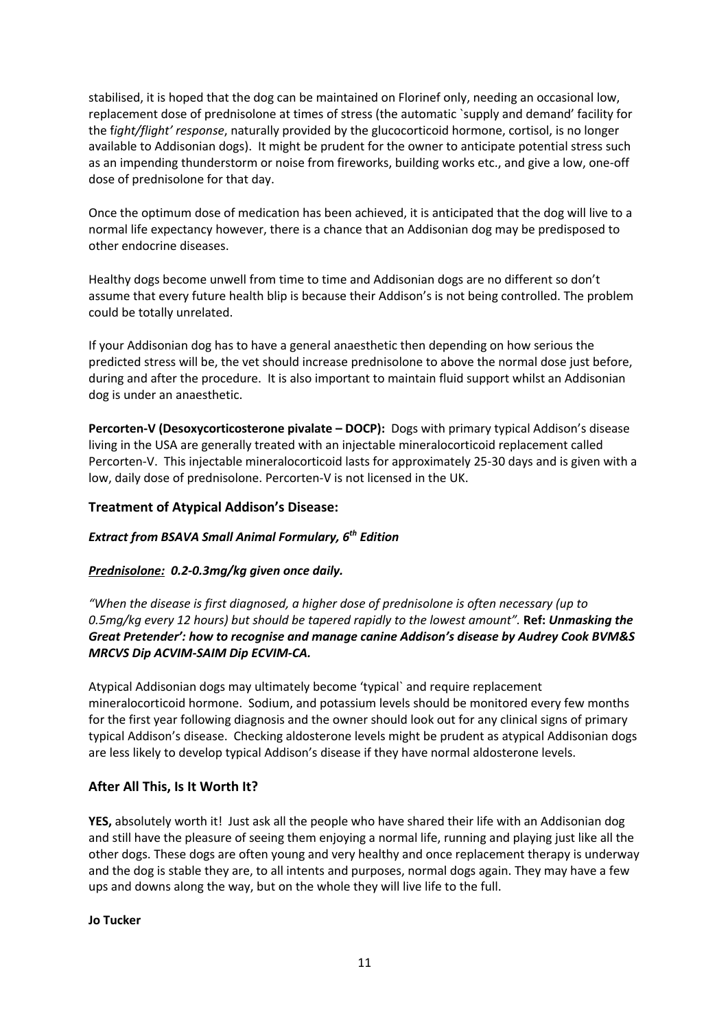stabilised, it is hoped that the dog can be maintained on Florinef only, needing an occasional low, replacement dose of prednisolone at times of stress (the automatic `supply and demand' facility for the f*ight/flight' response*, naturally provided by the glucocorticoid hormone, cortisol, is no longer available to Addisonian dogs). It might be prudent for the owner to anticipate potential stress such as an impending thunderstorm or noise from fireworks, building works etc., and give a low, one-off dose of prednisolone for that day.

Once the optimum dose of medication has been achieved, it is anticipated that the dog will live to a normal life expectancy however, there is a chance that an Addisonian dog may be predisposed to other endocrine diseases.

Healthy dogs become unwell from time to time and Addisonian dogs are no different so don't assume that every future health blip is because their Addison's is not being controlled. The problem could be totally unrelated.

If your Addisonian dog has to have a general anaesthetic then depending on how serious the predicted stress will be, the vet should increase prednisolone to above the normal dose just before, during and after the procedure. It is also important to maintain fluid support whilst an Addisonian dog is under an anaesthetic.

**Percorten-V (Desoxycorticosterone pivalate – DOCP):** Dogs with primary typical Addison's disease living in the USA are generally treated with an injectable mineralocorticoid replacement called Percorten-V. This injectable mineralocorticoid lasts for approximately 25-30 days and is given with a low, daily dose of prednisolone. Percorten-V is not licensed in the UK.

## Treatment of Atypical Addison's Disease:

***Extract from BSAVA Small Animal Formulary, 6th Edition***

***Prednisolone:** 0.2-0.3mg/kg given once daily.*

*"When the disease is first diagnosed, a higher dose of prednisolone is often necessary (up to 0.5mg/kg every 12 hours) but should be tapered rapidly to the lowest amount".* **Ref:** ***Unmasking the Great Pretender': how to recognise and manage canine Addison's disease by Audrey Cook BVM&S MRCVS Dip ACVIM-SAIM Dip ECVIM-CA.***

Atypical Addisonian dogs may ultimately become 'typical` and require replacement mineralocorticoid hormone. Sodium, and potassium levels should be monitored every few months for the first year following diagnosis and the owner should look out for any clinical signs of primary typical Addison's disease. Checking aldosterone levels might be prudent as atypical Addisonian dogs are less likely to develop typical Addison's disease if they have normal aldosterone levels.

## After All This, Is It Worth It?

**YES,** absolutely worth it! Just ask all the people who have shared their life with an Addisonian dog and still have the pleasure of seeing them enjoying a normal life, running and playing just like all the other dogs. These dogs are often young and very healthy and once replacement therapy is underway and the dog is stable they are, to all intents and purposes, normal dogs again. They may have a few ups and downs along the way, but on the whole they will live life to the full.

**Jo Tucker**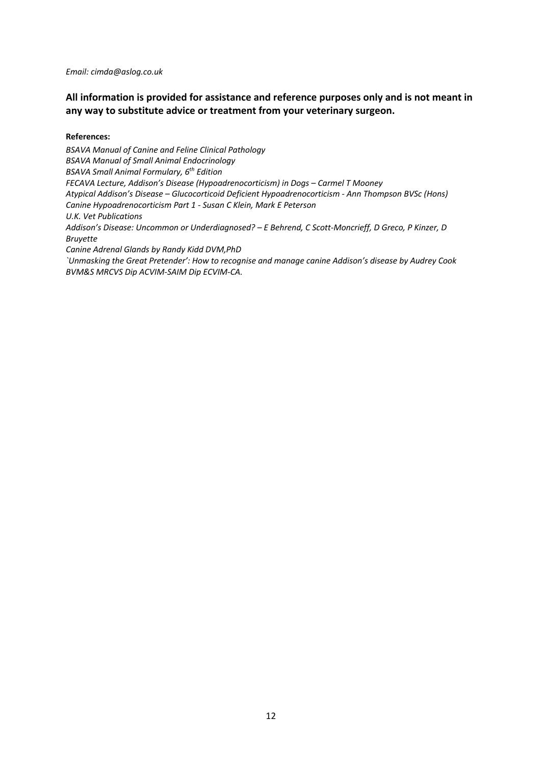*Email: cimda@aslog.co.uk*

**All information is provided for assistance and reference purposes only and is not meant in any way to substitute advice or treatment from your veterinary surgeon.**

**References:**

*BSAVA Manual of Canine and Feline Clinical Pathology*
*BSAVA Manual of Small Animal Endocrinology*
*BSAVA Small Animal Formulary, 6th Edition*
*FECAVA Lecture, Addison's Disease (Hypoadrenocorticism) in Dogs – Carmel T Mooney*
*Atypical Addison's Disease – Glucocorticoid Deficient Hypoadrenocorticism - Ann Thompson BVSc (Hons)*
*Canine Hypoadrenocorticism Part 1 - Susan C Klein, Mark E Peterson*
*U.K. Vet Publications*
*Addison's Disease: Uncommon or Underdiagnosed? – E Behrend, C Scott-Moncrieff, D Greco, P Kinzer, D Bruyette*
*Canine Adrenal Glands by Randy Kidd DVM,PhD*
*`Unmasking the Great Pretender': How to recognise and manage canine Addison's disease by Audrey Cook BVM&S MRCVS Dip ACVIM-SAIM Dip ECVIM-CA.*